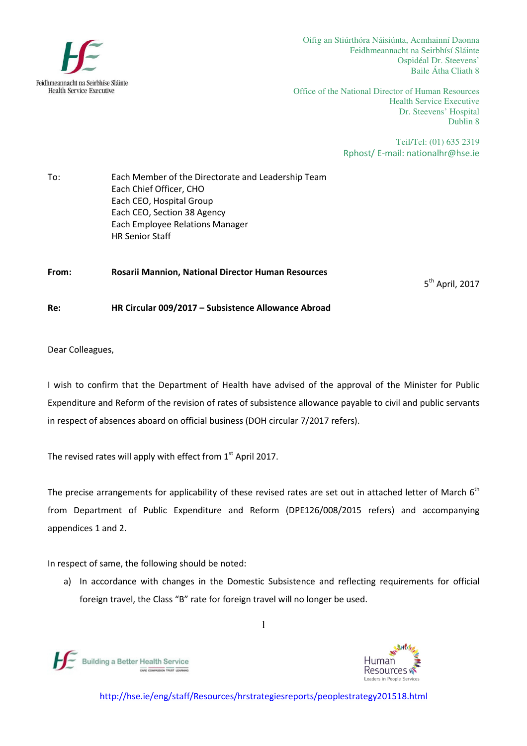Oifig an Stiúrthóra Náisiúnta, Acmhainní Daonna
Feidhmeannacht na Seirbhísí Sláinte
Ospidéal Dr. Steevens'
Baile Átha Cliath 8

Office of the National Director of Human Resources
Health Service Executive
Dr. Steevens' Hospital
Dublin 8

Teil/Tel: (01) 635 2319
Rphost/ E-mail: nationalhr@hse.ie

To: Each Member of the Directorate and Leadership Team
Each Chief Officer, CHO
Each CEO, Hospital Group
Each CEO, Section 38 Agency
Each Employee Relations Manager
HR Senior Staff

**From: Rosarii Mannion, National Director Human Resources**

5th April, 2017

**Re: HR Circular 009/2017 – Subsistence Allowance Abroad**

Dear Colleagues,

I wish to confirm that the Department of Health have advised of the approval of the Minister for Public Expenditure and Reform of the revision of rates of subsistence allowance payable to civil and public servants in respect of absences aboard on official business (DOH circular 7/2017 refers).

The revised rates will apply with effect from 1st April 2017.

The precise arrangements for applicability of these revised rates are set out in attached letter of March 6th from Department of Public Expenditure and Reform (DPE126/008/2015 refers) and accompanying appendices 1 and 2.

In respect of same, the following should be noted:

a) In accordance with changes in the Domestic Subsistence and reflecting requirements for official foreign travel, the Class "B" rate for foreign travel will no longer be used.

http://hse.ie/eng/staff/Resources/hrstrategiesreports/peoplestrategy201518.html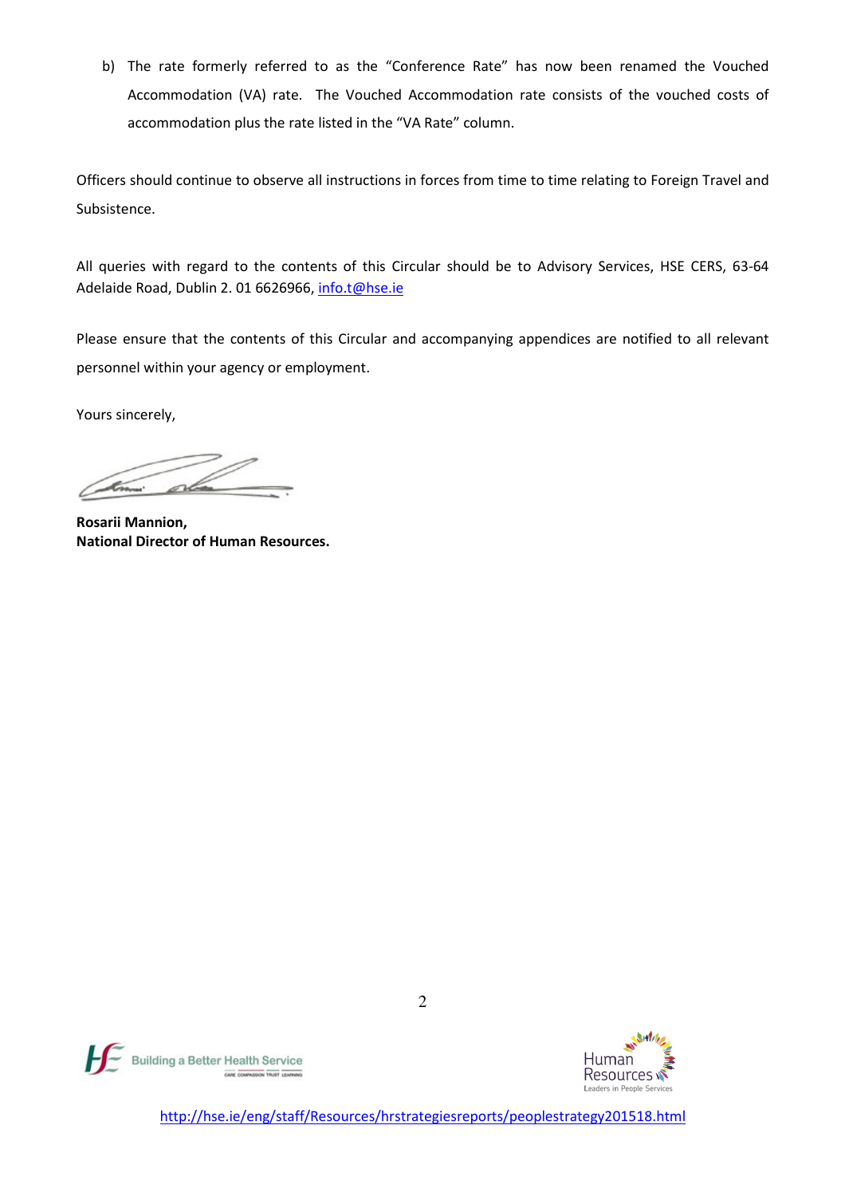b) The rate formerly referred to as the "Conference Rate" has now been renamed the Vouched Accommodation (VA) rate. The Vouched Accommodation rate consists of the vouched costs of accommodation plus the rate listed in the "VA Rate" column.

Officers should continue to observe all instructions in forces from time to time relating to Foreign Travel and Subsistence.

All queries with regard to the contents of this Circular should be to Advisory Services, HSE CERS, 63-64 Adelaide Road, Dublin 2. 01 6626966, info.t@hse.ie

Please ensure that the contents of this Circular and accompanying appendices are notified to all relevant personnel within your agency or employment.

Yours sincerely,

**Rosarii Mannion,**
**National Director of Human Resources.**

http://hse.ie/eng/staff/Resources/hrstrategiesreports/peoplestrategy201518.html